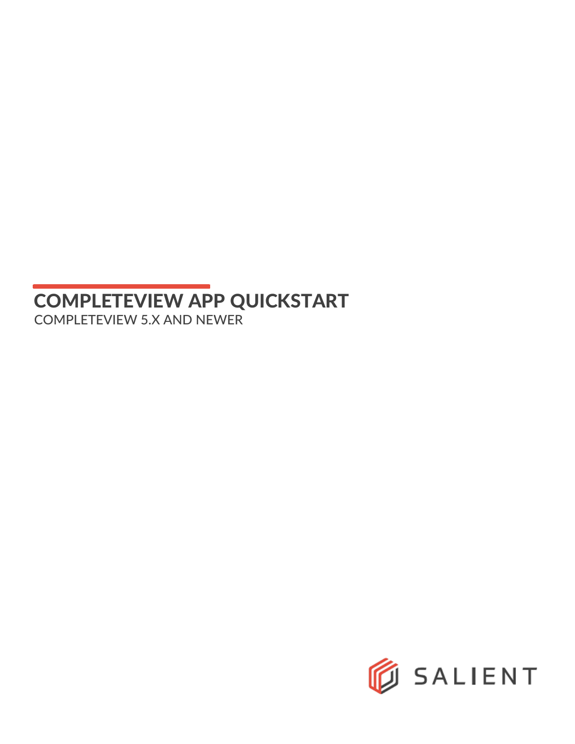# COMPLETEVIEW APP QUICKSTART

COMPLETEVIEW 5.X AND NEWER

SALIENT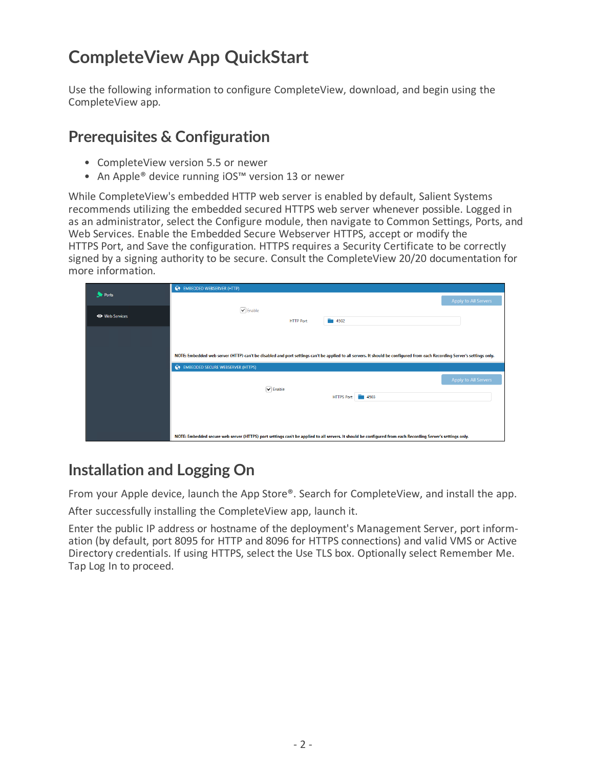# CompleteView App QuickStart

Use the following information to configure CompleteView, download, and begin using the CompleteView app.

## Prerequisites & Configuration

- CompleteView version 5.5 or newer
- An Apple® device running iOS™ version 13 or newer

While CompleteView's embedded HTTP web server is enabled by default, Salient Systems recommends utilizing the embedded secured HTTPS web server whenever possible. Logged in as an administrator, select the Configure module, then navigate to Common Settings, Ports, and Web Services. Enable the Embedded Secure Webserver HTTPS, accept or modify the HTTPS Port, and Save the configuration. HTTPS requires a Security Certificate to be correctly signed by a signing authority to be secure. Consult the CompleteView 20/20 documentation for more information.

## Installation and Logging On

From your Apple device, launch the App Store®. Search for CompleteView, and install the app.

After successfully installing the CompleteView app, launch it.

Enter the public IP address or hostname of the deployment's Management Server, port information (by default, port 8095 for HTTP and 8096 for HTTPS connections) and valid VMS or Active Directory credentials. If using HTTPS, select the Use TLS box. Optionally select Remember Me. Tap Log In to proceed.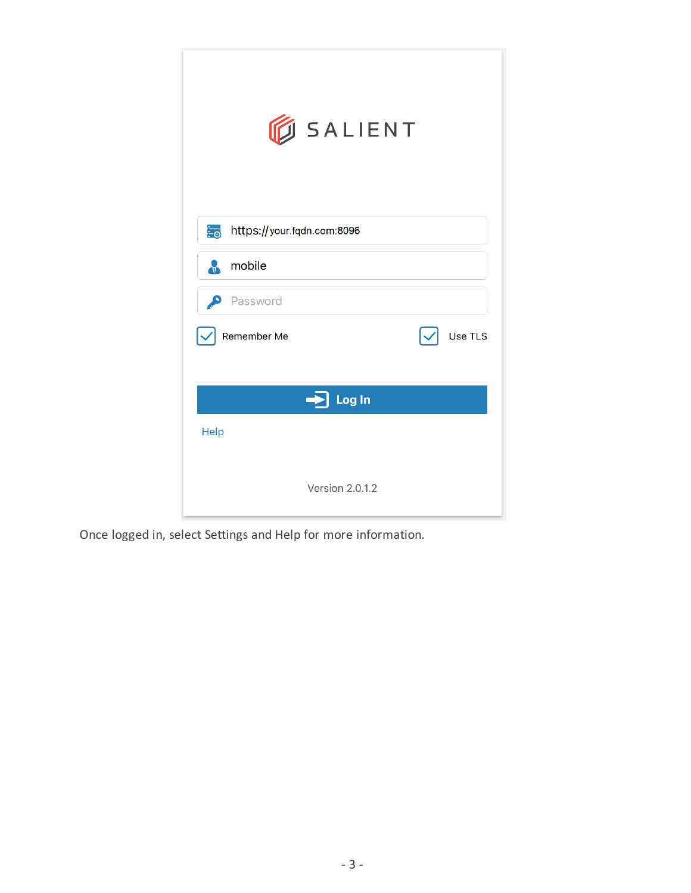Once logged in, select Settings and Help for more information.